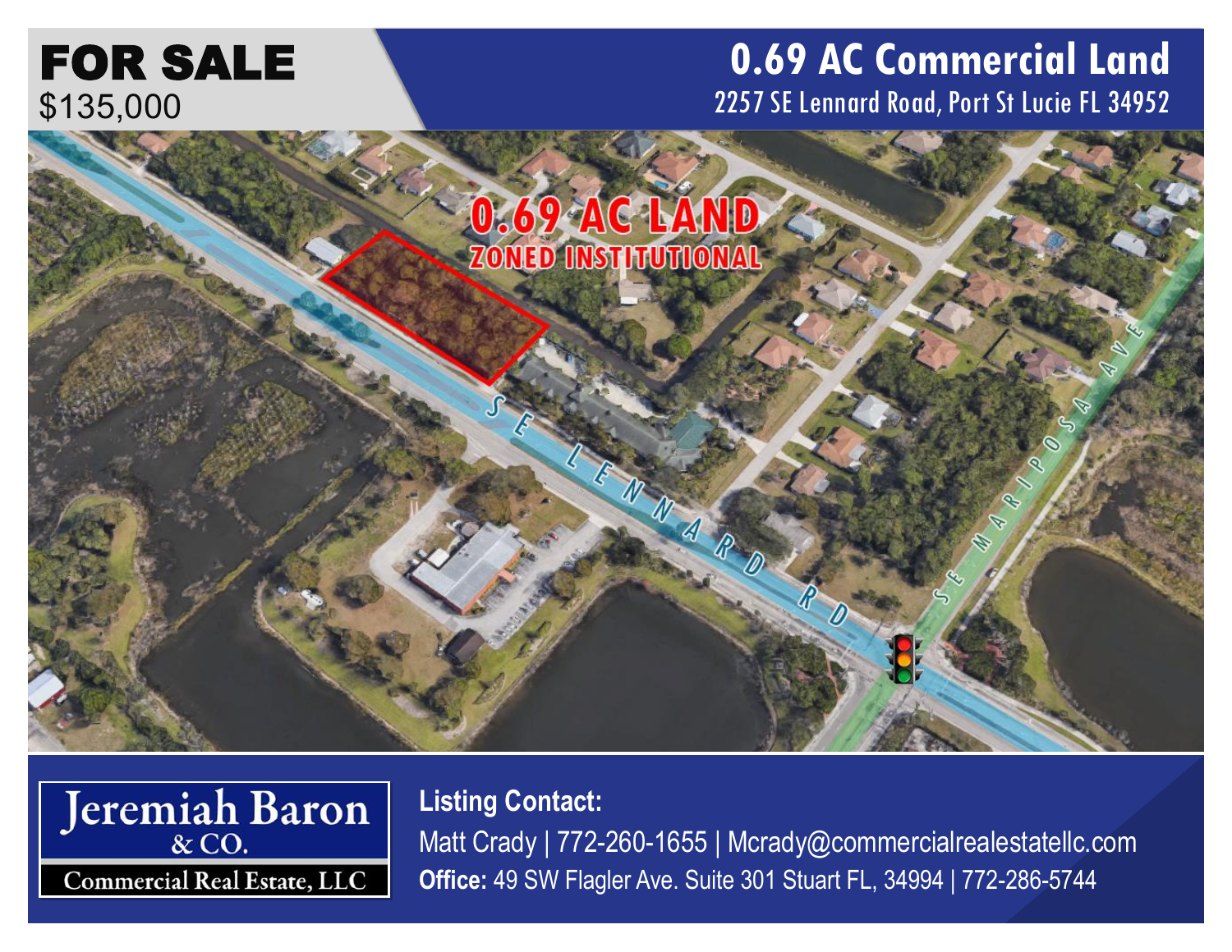# FOR SALE

$135,000

## 0.69 AC Commercial Land

2257 SE Lennard Road, Port St Lucie FL 34952

0.69 AC LAND

ZONED INSTITUTIONAL

SE LENNARD RD

SE MARIPOSA AVE

Jeremiah Baron & CO.

Commercial Real Estate, LLC

**Listing Contact:**

Matt Crady | 772-260-1655 | Mcrady@commercialrealestatellc.com

**Office:** 49 SW Flagler Ave. Suite 301 Stuart FL, 34994 | 772-286-5744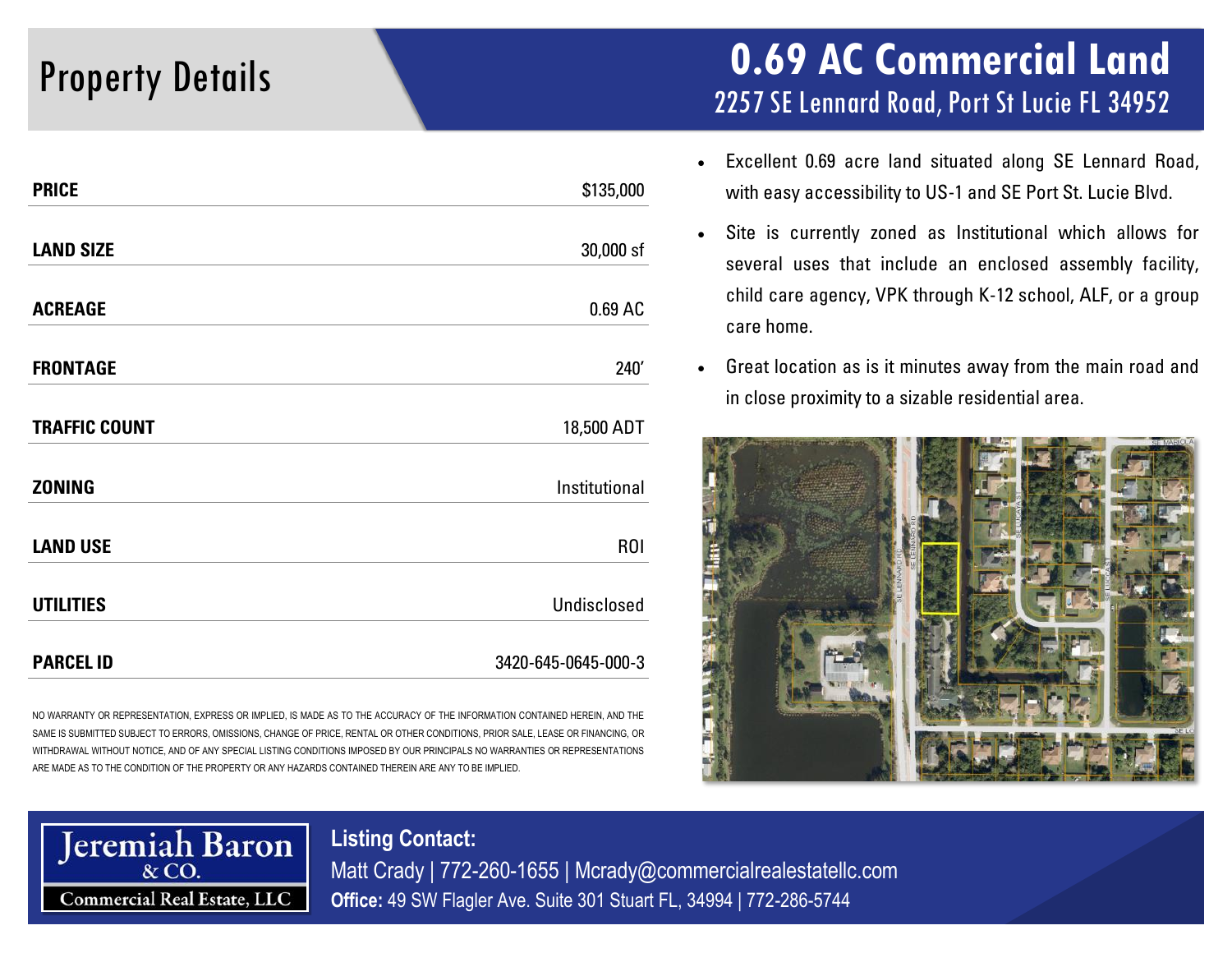# Property Details

## 0.69 AC Commercial Land

### 2257 SE Lennard Road, Port St Lucie FL 34952

| | |
|---|---|
| **PRICE** | $135,000 |
| **LAND SIZE** | 30,000 sf |
| **ACREAGE** | 0.69 AC |
| **FRONTAGE** | 240’ |
| **TRAFFIC COUNT** | 18,500 ADT |
| **ZONING** | Institutional |
| **LAND USE** | ROI |
| **UTILITIES** | Undisclosed |
| **PARCEL ID** | 3420-645-0645-000-3 |

NO WARRANTY OR REPRESENTATION, EXPRESS OR IMPLIED, IS MADE AS TO THE ACCURACY OF THE INFORMATION CONTAINED HEREIN, AND THE SAME IS SUBMITTED SUBJECT TO ERRORS, OMISSIONS, CHANGE OF PRICE, RENTAL OR OTHER CONDITIONS, PRIOR SALE, LEASE OR FINANCING, OR WITHDRAWAL WITHOUT NOTICE, AND OF ANY SPECIAL LISTING CONDITIONS IMPOSED BY OUR PRINCIPALS NO WARRANTIES OR REPRESENTATIONS ARE MADE AS TO THE CONDITION OF THE PROPERTY OR ANY HAZARDS CONTAINED THEREIN ARE ANY TO BE IMPLIED.

- Excellent 0.69 acre land situated along SE Lennard Road, with easy accessibility to US-1 and SE Port St. Lucie Blvd.
- Site is currently zoned as Institutional which allows for several uses that include an enclosed assembly facility, child care agency, VPK through K-12 school, ALF, or a group care home.
- Great location as is it minutes away from the main road and in close proximity to a sizable residential area.

Jeremiah Baron & CO. Commercial Real Estate, LLC

**Listing Contact:**
Matt Crady | 772-260-1655 | Mcrady@commercialrealestatellc.com
**Office:** 49 SW Flagler Ave. Suite 301 Stuart FL, 34994 | 772-286-5744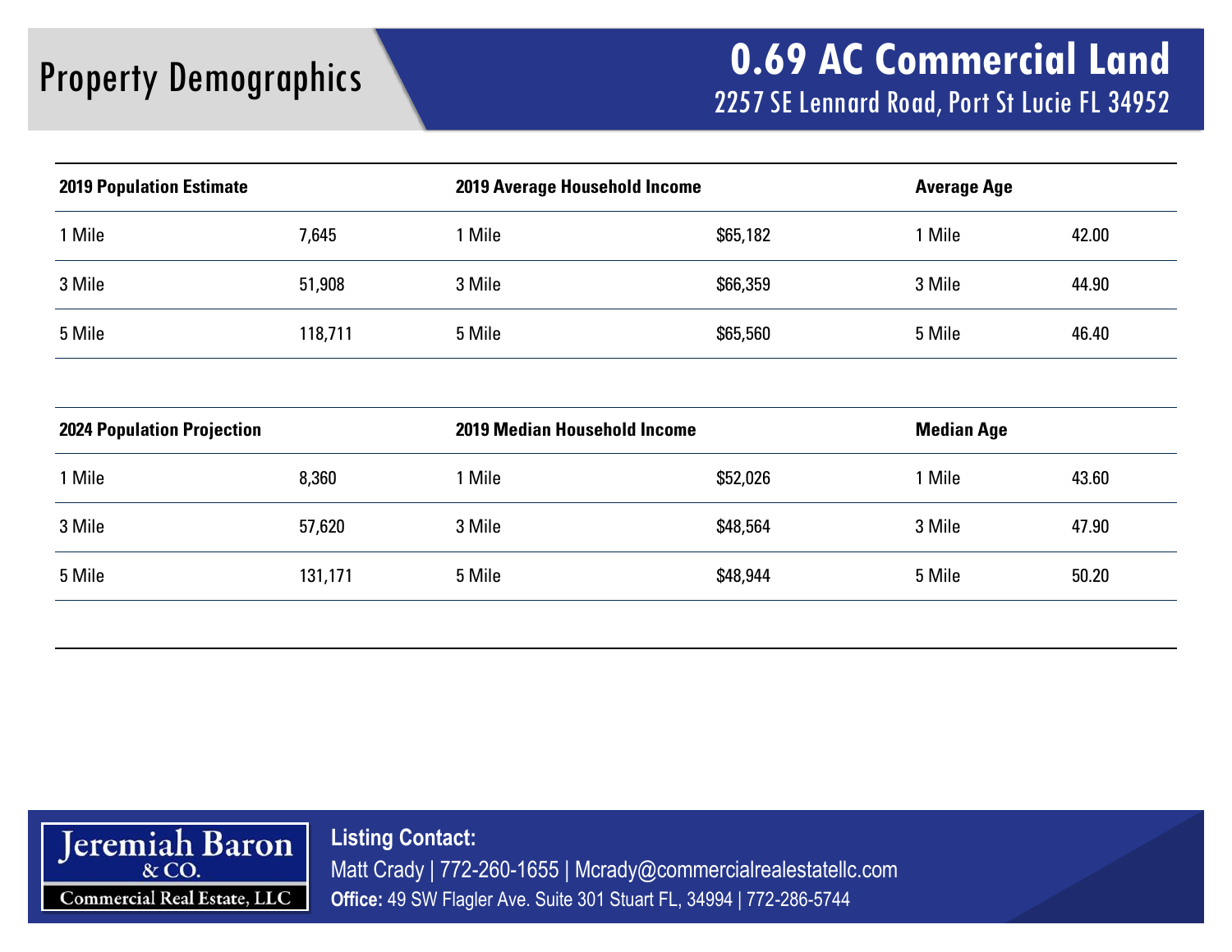# Property Demographics

## 0.69 AC Commercial Land

### 2257 SE Lennard Road, Port St Lucie FL 34952

| 2019 Population Estimate | | 2019 Average Household Income | | Average Age | |
|---|---|---|---|---|---|
| 1 Mile | 7,645 | 1 Mile | $65,182 | 1 Mile | 42.00 |
| 3 Mile | 51,908 | 3 Mile | $66,359 | 3 Mile | 44.90 |
| 5 Mile | 118,711 | 5 Mile | $65,560 | 5 Mile | 46.40 |

| 2024 Population Projection | | 2019 Median Household Income | | Median Age | |
|---|---|---|---|---|---|
| 1 Mile | 8,360 | 1 Mile | $52,026 | 1 Mile | 43.60 |
| 3 Mile | 57,620 | 3 Mile | $48,564 | 3 Mile | 47.90 |
| 5 Mile | 131,171 | 5 Mile | $48,944 | 5 Mile | 50.20 |

Jeremiah Baron & CO. Commercial Real Estate, LLC

**Listing Contact:**

Matt Crady | 772-260-1655 | Mcrady@commercialrealestatellc.com

**Office:** 49 SW Flagler Ave. Suite 301 Stuart FL, 34994 | 772-286-5744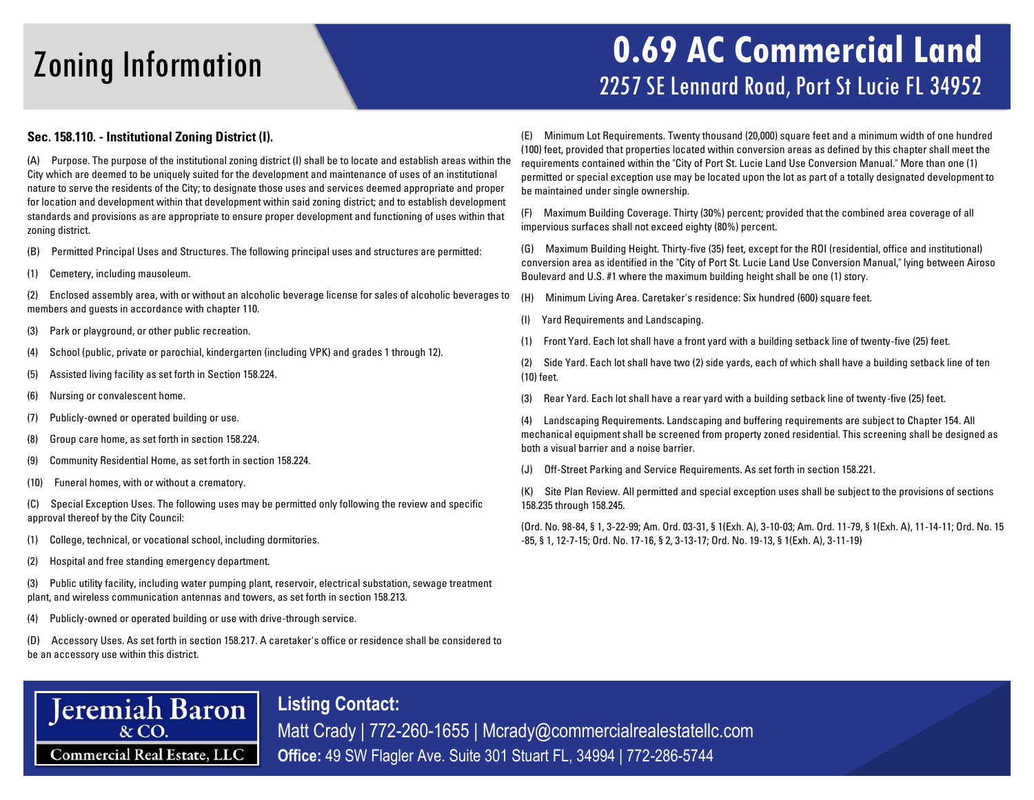# Zoning Information

## 0.69 AC Commercial Land
### 2257 SE Lennard Road, Port St Lucie FL 34952

**Sec. 158.110. - Institutional Zoning District (I).**

(A) Purpose. The purpose of the institutional zoning district (I) shall be to locate and establish areas within the City which are deemed to be uniquely suited for the development and maintenance of uses of an institutional nature to serve the residents of the City; to designate those uses and services deemed appropriate and proper for location and development within that development within said zoning district; and to establish development standards and provisions as are appropriate to ensure proper development and functioning of uses within that zoning district.

(B) Permitted Principal Uses and Structures. The following principal uses and structures are permitted:

(1) Cemetery, including mausoleum.

(2) Enclosed assembly area, with or without an alcoholic beverage license for sales of alcoholic beverages to members and guests in accordance with chapter 110.

(3) Park or playground, or other public recreation.

(4) School (public, private or parochial, kindergarten (including VPK) and grades 1 through 12).

(5) Assisted living facility as set forth in Section 158.224.

(6) Nursing or convalescent home.

(7) Publicly-owned or operated building or use.

(8) Group care home, as set forth in section 158.224.

(9) Community Residential Home, as set forth in section 158.224.

(10) Funeral homes, with or without a crematory.

(C) Special Exception Uses. The following uses may be permitted only following the review and specific approval thereof by the City Council:

(1) College, technical, or vocational school, including dormitories.

(2) Hospital and free standing emergency department.

(3) Public utility facility, including water pumping plant, reservoir, electrical substation, sewage treatment plant, and wireless communication antennas and towers, as set forth in section 158.213.

(4) Publicly-owned or operated building or use with drive-through service.

(D) Accessory Uses. As set forth in section 158.217. A caretaker's office or residence shall be considered to be an accessory use within this district.

(E) Minimum Lot Requirements. Twenty thousand (20,000) square feet and a minimum width of one hundred (100) feet, provided that properties located within conversion areas as defined by this chapter shall meet the requirements contained within the "City of Port St. Lucie Land Use Conversion Manual." More than one (1) permitted or special exception use may be located upon the lot as part of a totally designated development to be maintained under single ownership.

(F) Maximum Building Coverage. Thirty (30%) percent; provided that the combined area coverage of all impervious surfaces shall not exceed eighty (80%) percent.

(G) Maximum Building Height. Thirty-five (35) feet, except for the ROI (residential, office and institutional) conversion area as identified in the "City of Port St. Lucie Land Use Conversion Manual," lying between Airoso Boulevard and U.S. #1 where the maximum building height shall be one (1) story.

(H) Minimum Living Area. Caretaker's residence: Six hundred (600) square feet.

(I) Yard Requirements and Landscaping.

(1) Front Yard. Each lot shall have a front yard with a building setback line of twenty-five (25) feet.

(2) Side Yard. Each lot shall have two (2) side yards, each of which shall have a building setback line of ten (10) feet.

(3) Rear Yard. Each lot shall have a rear yard with a building setback line of twenty-five (25) feet.

(4) Landscaping Requirements. Landscaping and buffering requirements are subject to Chapter 154. All mechanical equipment shall be screened from property zoned residential. This screening shall be designed as both a visual barrier and a noise barrier.

(J) Off-Street Parking and Service Requirements. As set forth in section 158.221.

(K) Site Plan Review. All permitted and special exception uses shall be subject to the provisions of sections 158.235 through 158.245.

(Ord. No. 98-84, § 1, 3-22-99; Am. Ord. 03-31, § 1(Exh. A), 3-10-03; Am. Ord. 11-79, § 1(Exh. A), 11-14-11; Ord. No. 15-85, § 1, 12-7-15; Ord. No. 17-16, § 2, 3-13-17; Ord. No. 19-13, § 1(Exh. A), 3-11-19)

Jeremiah Baron & CO. Commercial Real Estate, LLC

**Listing Contact:**
Matt Crady | 772-260-1655 | Mcrady@commercialrealestatellc.com
**Office:** 49 SW Flagler Ave. Suite 301 Stuart FL, 34994 | 772-286-5744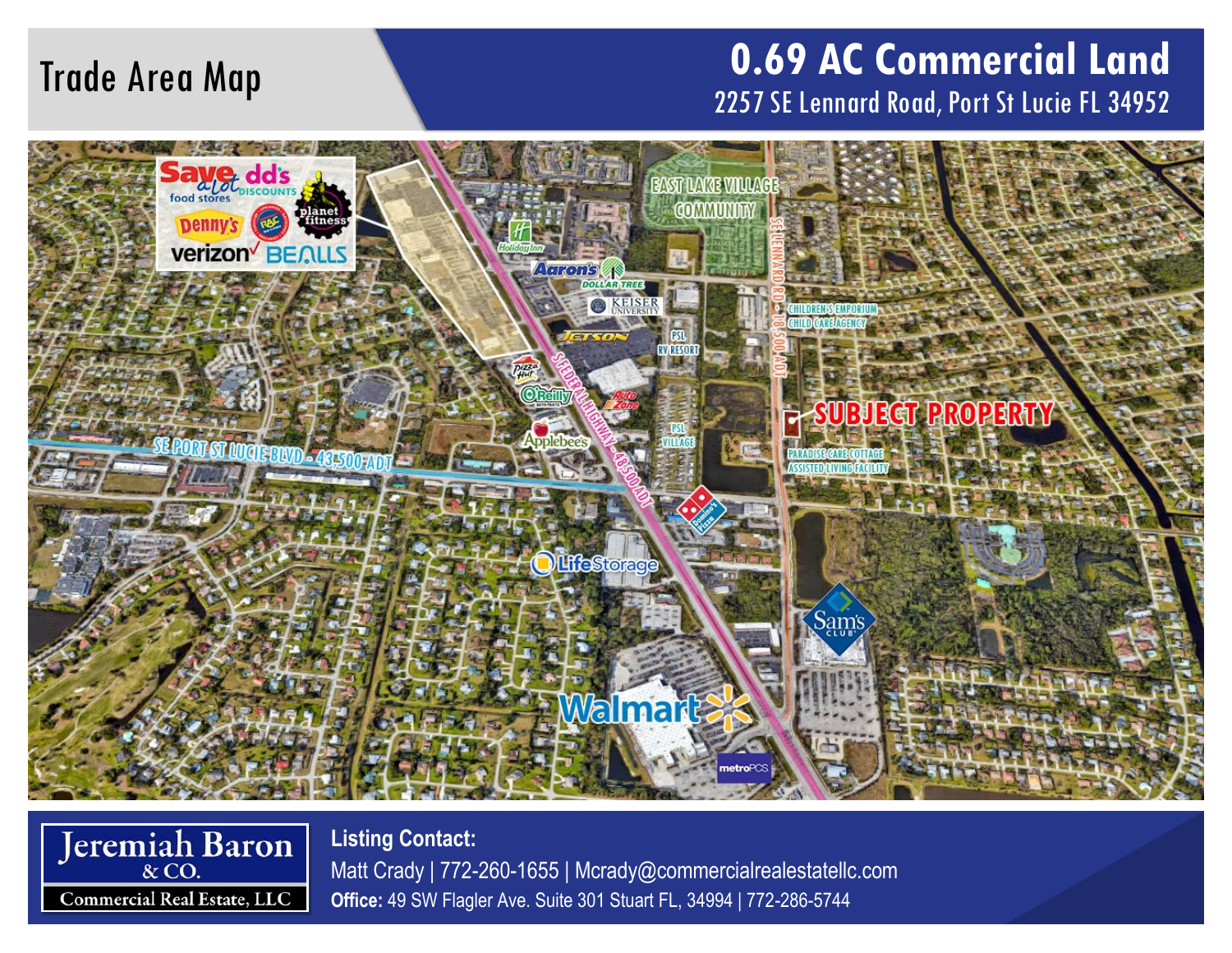# Trade Area Map

## 0.69 AC Commercial Land

2257 SE Lennard Road, Port St Lucie FL 34952

Save a lot food stores
dd's DISCOUNTS
planet fitness
Denny's
RAC
verizon
BEALLS
Holiday Inn
Aaron's
DOLLAR TREE
KEISER UNIVERSITY
JETSON
Pizza Hut
O'Reilly AUTO PARTS
AutoZone
Applebee's
EAST LAKE VILLAGE COMMUNITY
PSL RV RESORT
PSL VILLAGE
SE LENNARD RD - 18,500 ADT
CHILDREN'S EMPORIUM CHILD CARE AGENCY
SUBJECT PROPERTY
PARADISE CARE COTTAGE ASSISTED LIVING FACILITY
SE PORT ST LUCIE BLVD - 43,500 ADT
S FEDERAL HIGHWAY - 48,500 ADT
Domino's Pizza
LifeStorage
Sam's CLUB
Walmart
metroPCS

Jeremiah Baron & CO.
Commercial Real Estate, LLC

**Listing Contact:**
Matt Crady | 772-260-1655 | Mcrady@commercialrealestatellc.com
**Office:** 49 SW Flagler Ave. Suite 301 Stuart FL, 34994 | 772-286-5744